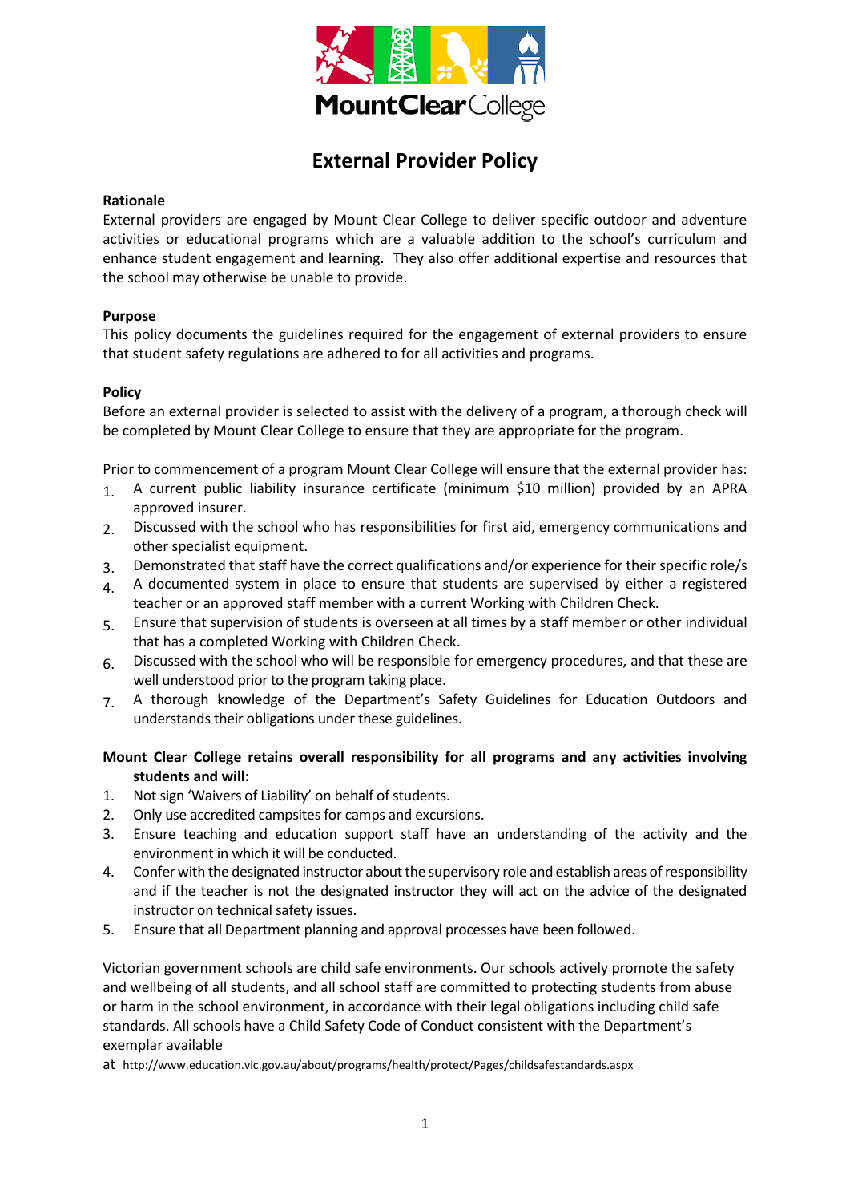# External Provider Policy

**Rationale**

External providers are engaged by Mount Clear College to deliver specific outdoor and adventure activities or educational programs which are a valuable addition to the school's curriculum and enhance student engagement and learning. They also offer additional expertise and resources that the school may otherwise be unable to provide.

**Purpose**

This policy documents the guidelines required for the engagement of external providers to ensure that student safety regulations are adhered to for all activities and programs.

**Policy**

Before an external provider is selected to assist with the delivery of a program, a thorough check will be completed by Mount Clear College to ensure that they are appropriate for the program.

Prior to commencement of a program Mount Clear College will ensure that the external provider has:

1. A current public liability insurance certificate (minimum $10 million) provided by an APRA approved insurer.
2. Discussed with the school who has responsibilities for first aid, emergency communications and other specialist equipment.
3. Demonstrated that staff have the correct qualifications and/or experience for their specific role/s
4. A documented system in place to ensure that students are supervised by either a registered teacher or an approved staff member with a current Working with Children Check.
5. Ensure that supervision of students is overseen at all times by a staff member or other individual that has a completed Working with Children Check.
6. Discussed with the school who will be responsible for emergency procedures, and that these are well understood prior to the program taking place.
7. A thorough knowledge of the Department's Safety Guidelines for Education Outdoors and understands their obligations under these guidelines.

**Mount Clear College retains overall responsibility for all programs and any activities involving students and will:**

1. Not sign 'Waivers of Liability' on behalf of students.
2. Only use accredited campsites for camps and excursions.
3. Ensure teaching and education support staff have an understanding of the activity and the environment in which it will be conducted.
4. Confer with the designated instructor about the supervisory role and establish areas of responsibility and if the teacher is not the designated instructor they will act on the advice of the designated instructor on technical safety issues.
5. Ensure that all Department planning and approval processes have been followed.

Victorian government schools are child safe environments. Our schools actively promote the safety and wellbeing of all students, and all school staff are committed to protecting students from abuse or harm in the school environment, in accordance with their legal obligations including child safe standards. All schools have a Child Safety Code of Conduct consistent with the Department's exemplar available at http://www.education.vic.gov.au/about/programs/health/protect/Pages/childsafestandards.aspx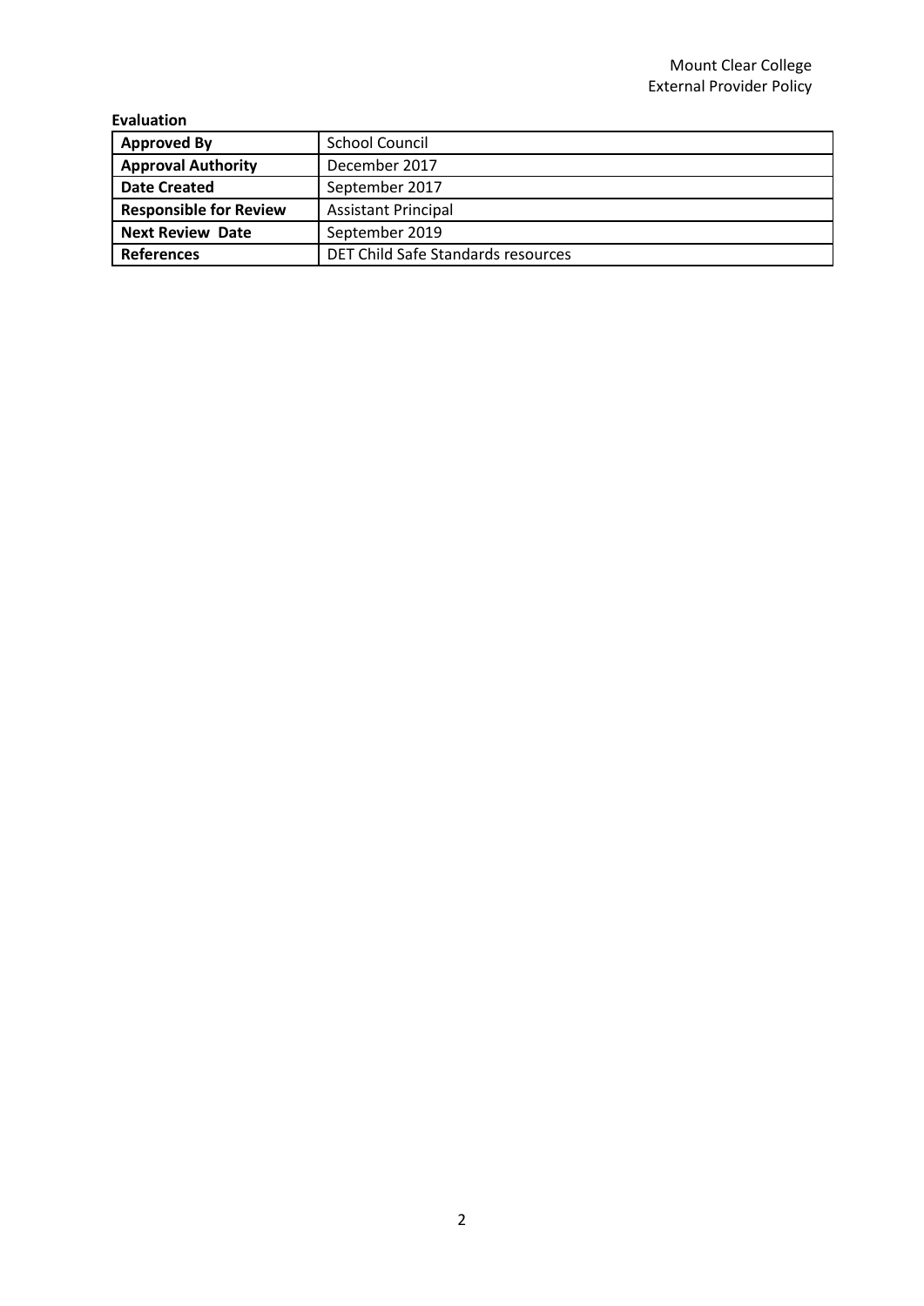**Evaluation**

| | |
|---|---|
| **Approved By** | School Council |
| **Approval Authority** | December 2017 |
| **Date Created** | September 2017 |
| **Responsible for Review** | Assistant Principal |
| **Next Review Date** | September 2019 |
| **References** | DET Child Safe Standards resources |